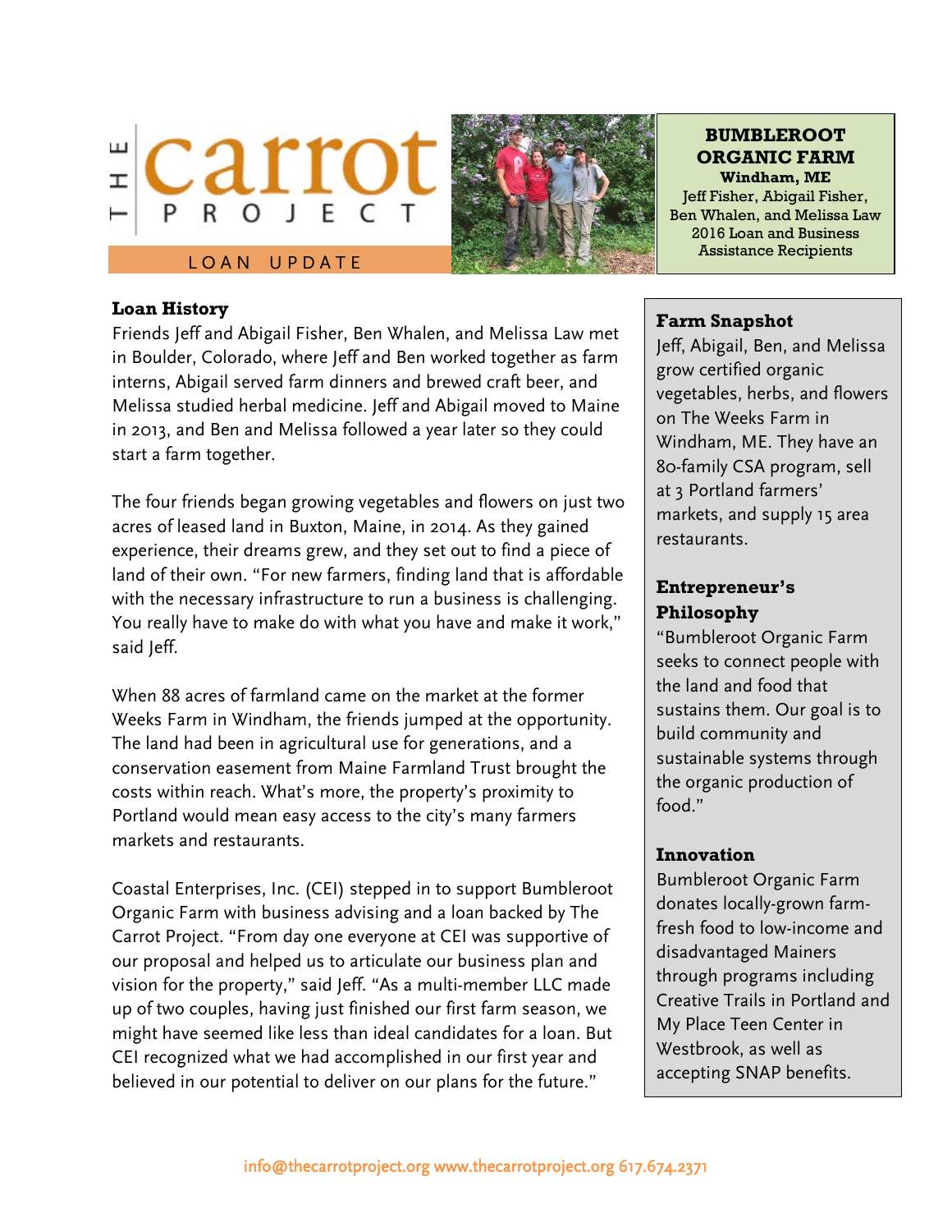# THE carrot PROJECT

LOAN UPDATE

**BUMBLEROOT ORGANIC FARM**
**Windham, ME**
Jeff Fisher, Abigail Fisher, Ben Whalen, and Melissa Law
2016 Loan and Business Assistance Recipients

## Loan History

Friends Jeff and Abigail Fisher, Ben Whalen, and Melissa Law met in Boulder, Colorado, where Jeff and Ben worked together as farm interns, Abigail served farm dinners and brewed craft beer, and Melissa studied herbal medicine. Jeff and Abigail moved to Maine in 2013, and Ben and Melissa followed a year later so they could start a farm together.

The four friends began growing vegetables and flowers on just two acres of leased land in Buxton, Maine, in 2014. As they gained experience, their dreams grew, and they set out to find a piece of land of their own. "For new farmers, finding land that is affordable with the necessary infrastructure to run a business is challenging. You really have to make do with what you have and make it work," said Jeff.

When 88 acres of farmland came on the market at the former Weeks Farm in Windham, the friends jumped at the opportunity. The land had been in agricultural use for generations, and a conservation easement from Maine Farmland Trust brought the costs within reach. What's more, the property's proximity to Portland would mean easy access to the city's many farmers markets and restaurants.

Coastal Enterprises, Inc. (CEI) stepped in to support Bumbleroot Organic Farm with business advising and a loan backed by The Carrot Project. "From day one everyone at CEI was supportive of our proposal and helped us to articulate our business plan and vision for the property," said Jeff. "As a multi-member LLC made up of two couples, having just finished our first farm season, we might have seemed like less than ideal candidates for a loan. But CEI recognized what we had accomplished in our first year and believed in our potential to deliver on our plans for the future."

## Farm Snapshot

Jeff, Abigail, Ben, and Melissa grow certified organic vegetables, herbs, and flowers on The Weeks Farm in Windham, ME. They have an 80-family CSA program, sell at 3 Portland farmers' markets, and supply 15 area restaurants.

## Entrepreneur's Philosophy

"Bumbleroot Organic Farm seeks to connect people with the land and food that sustains them. Our goal is to build community and sustainable systems through the organic production of food."

## Innovation

Bumbleroot Organic Farm donates locally-grown farm-fresh food to low-income and disadvantaged Mainers through programs including Creative Trails in Portland and My Place Teen Center in Westbrook, as well as accepting SNAP benefits.

info@thecarrotproject.org www.thecarrotproject.org 617.674.2371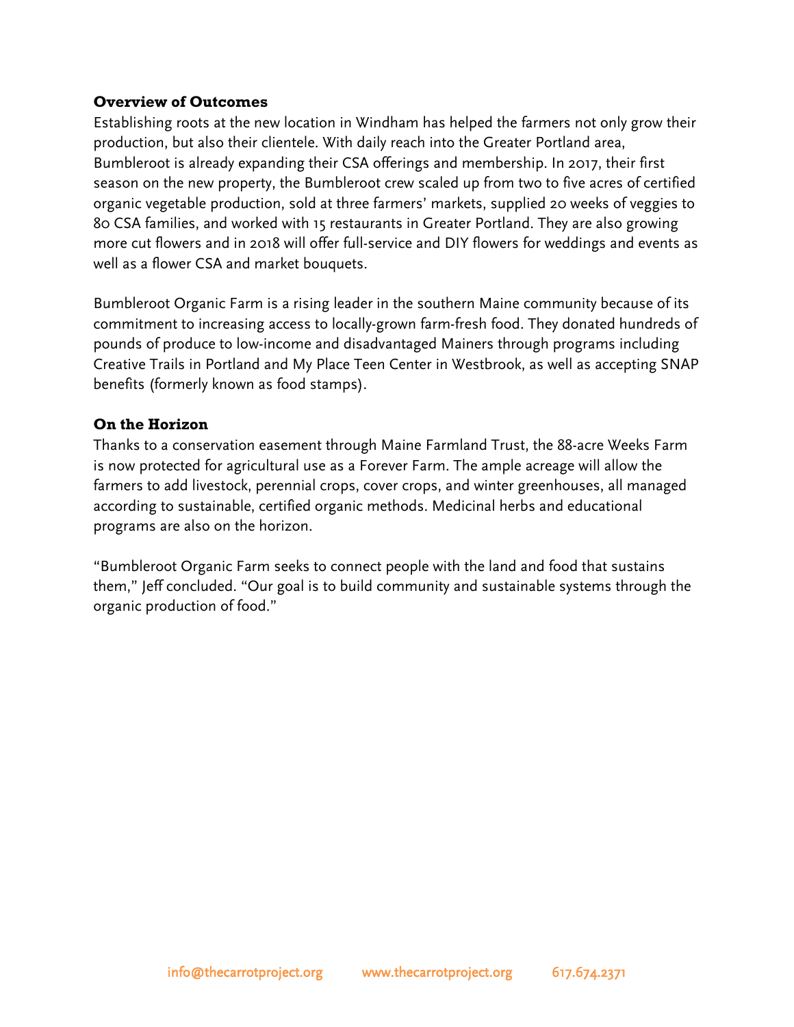### Overview of Outcomes

Establishing roots at the new location in Windham has helped the farmers not only grow their production, but also their clientele. With daily reach into the Greater Portland area, Bumbleroot is already expanding their CSA offerings and membership. In 2017, their first season on the new property, the Bumbleroot crew scaled up from two to five acres of certified organic vegetable production, sold at three farmers' markets, supplied 20 weeks of veggies to 80 CSA families, and worked with 15 restaurants in Greater Portland. They are also growing more cut flowers and in 2018 will offer full-service and DIY flowers for weddings and events as well as a flower CSA and market bouquets.

Bumbleroot Organic Farm is a rising leader in the southern Maine community because of its commitment to increasing access to locally-grown farm-fresh food. They donated hundreds of pounds of produce to low-income and disadvantaged Mainers through programs including Creative Trails in Portland and My Place Teen Center in Westbrook, as well as accepting SNAP benefits (formerly known as food stamps).

### On the Horizon

Thanks to a conservation easement through Maine Farmland Trust, the 88-acre Weeks Farm is now protected for agricultural use as a Forever Farm. The ample acreage will allow the farmers to add livestock, perennial crops, cover crops, and winter greenhouses, all managed according to sustainable, certified organic methods. Medicinal herbs and educational programs are also on the horizon.

"Bumbleroot Organic Farm seeks to connect people with the land and food that sustains them," Jeff concluded. "Our goal is to build community and sustainable systems through the organic production of food."

info@thecarrotproject.org www.thecarrotproject.org 617.674.2371